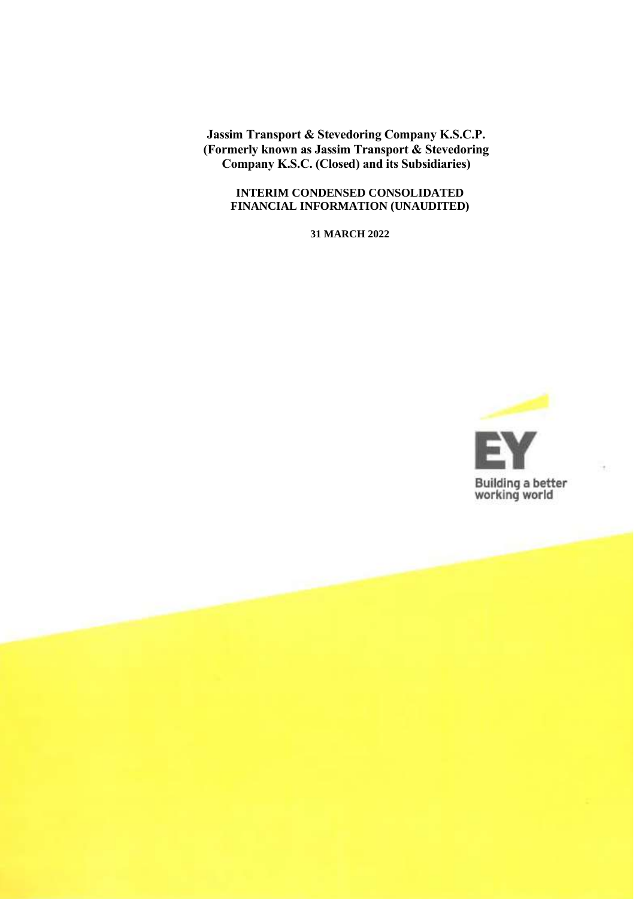**Jassim Transport & Stevedoring Company K.S.C.P.**
**(Formerly known as Jassim Transport & Stevedoring Company K.S.C. (Closed) and its Subsidiaries)**

**INTERIM CONDENSED CONSOLIDATED FINANCIAL INFORMATION (UNAUDITED)**

**31 MARCH 2022**

EY

Building a better working world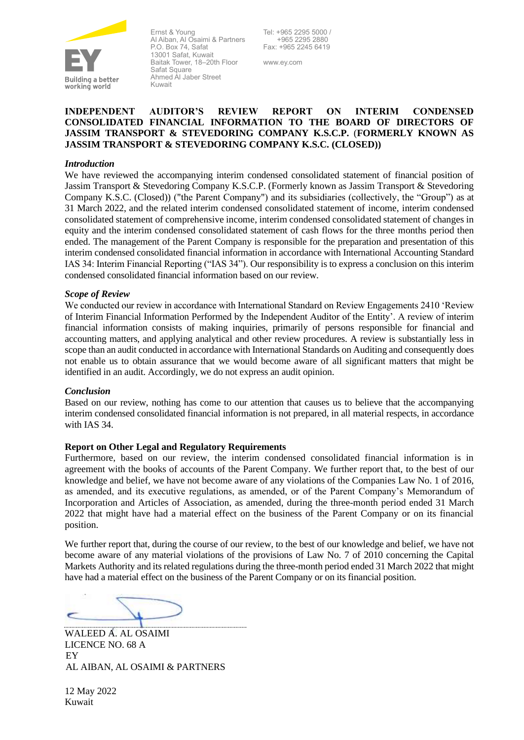Ernst & Young
Al Aiban, Al Osaimi & Partners
P.O. Box 74, Safat
13001 Safat, Kuwait
Baitak Tower, 18–20th Floor
Safat Square
Ahmed Al Jaber Street
Kuwait

Tel: +965 2295 5000 / +965 2295 2880
Fax: +965 2245 6419

www.ey.com

Building a better working world

**INDEPENDENT AUDITOR'S REVIEW REPORT ON INTERIM CONDENSED CONSOLIDATED FINANCIAL INFORMATION TO THE BOARD OF DIRECTORS OF JASSIM TRANSPORT & STEVEDORING COMPANY K.S.C.P. (FORMERLY KNOWN AS JASSIM TRANSPORT & STEVEDORING COMPANY K.S.C. (CLOSED))**

***Introduction***

We have reviewed the accompanying interim condensed consolidated statement of financial position of Jassim Transport & Stevedoring Company K.S.C.P. (Formerly known as Jassim Transport & Stevedoring Company K.S.C. (Closed)) ("the Parent Company") and its subsidiaries (collectively, the "Group") as at 31 March 2022, and the related interim condensed consolidated statement of income, interim condensed consolidated statement of comprehensive income, interim condensed consolidated statement of changes in equity and the interim condensed consolidated statement of cash flows for the three months period then ended. The management of the Parent Company is responsible for the preparation and presentation of this interim condensed consolidated financial information in accordance with International Accounting Standard IAS 34: Interim Financial Reporting ("IAS 34"). Our responsibility is to express a conclusion on this interim condensed consolidated financial information based on our review.

***Scope of Review***

We conducted our review in accordance with International Standard on Review Engagements 2410 'Review of Interim Financial Information Performed by the Independent Auditor of the Entity'. A review of interim financial information consists of making inquiries, primarily of persons responsible for financial and accounting matters, and applying analytical and other review procedures. A review is substantially less in scope than an audit conducted in accordance with International Standards on Auditing and consequently does not enable us to obtain assurance that we would become aware of all significant matters that might be identified in an audit. Accordingly, we do not express an audit opinion.

***Conclusion***

Based on our review, nothing has come to our attention that causes us to believe that the accompanying interim condensed consolidated financial information is not prepared, in all material respects, in accordance with IAS 34.

**Report on Other Legal and Regulatory Requirements**

Furthermore, based on our review, the interim condensed consolidated financial information is in agreement with the books of accounts of the Parent Company. We further report that, to the best of our knowledge and belief, we have not become aware of any violations of the Companies Law No. 1 of 2016, as amended, and its executive regulations, as amended, or of the Parent Company's Memorandum of Incorporation and Articles of Association, as amended, during the three-month period ended 31 March 2022 that might have had a material effect on the business of the Parent Company or on its financial position.

We further report that, during the course of our review, to the best of our knowledge and belief, we have not become aware of any material violations of the provisions of Law No. 7 of 2010 concerning the Capital Markets Authority and its related regulations during the three-month period ended 31 March 2022 that might have had a material effect on the business of the Parent Company or on its financial position.

WALEED A. AL OSAIMI
LICENCE NO. 68 A
EY
AL AIBAN, AL OSAIMI & PARTNERS

12 May 2022
Kuwait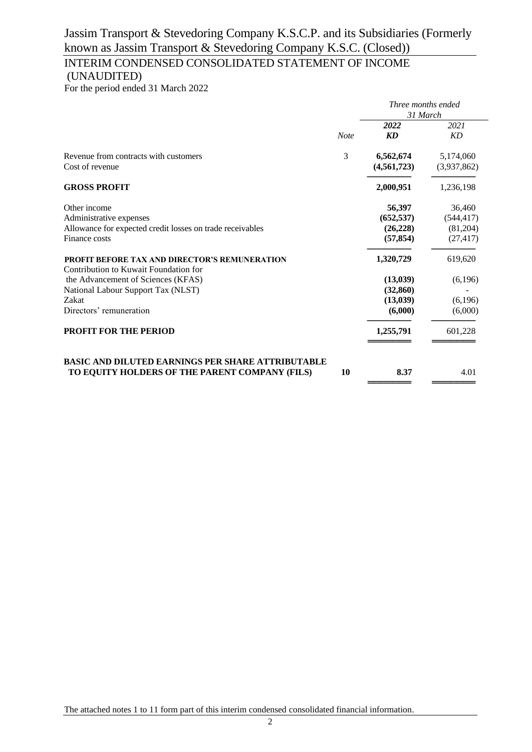# Jassim Transport & Stevedoring Company K.S.C.P. and its Subsidiaries (Formerly known as Jassim Transport & Stevedoring Company K.S.C. (Closed))

## INTERIM CONDENSED CONSOLIDATED STATEMENT OF INCOME (UNAUDITED)

For the period ended 31 March 2022

| | | *Three months ended 31 March* | |
|---|---|---|---|
| | *Note* | ***2022*** ***KD*** | *2021* *KD* |
| Revenue from contracts with customers | 3 | **6,562,674** | 5,174,060 |
| Cost of revenue | | **(4,561,723)** | (3,937,862) |
| **GROSS PROFIT** | | **2,000,951** | 1,236,198 |
| Other income | | **56,397** | 36,460 |
| Administrative expenses | | **(652,537)** | (544,417) |
| Allowance for expected credit losses on trade receivables | | **(26,228)** | (81,204) |
| Finance costs | | **(57,854)** | (27,417) |
| **PROFIT BEFORE TAX AND DIRECTOR'S REMUNERATION** | | **1,320,729** | 619,620 |
| Contribution to Kuwait Foundation for the Advancement of Sciences (KFAS) | | **(13,039)** | (6,196) |
| National Labour Support Tax (NLST) | | **(32,860)** | - |
| Zakat | | **(13,039)** | (6,196) |
| Directors' remuneration | | **(6,000)** | (6,000) |
| **PROFIT FOR THE PERIOD** | | **1,255,791** | 601,228 |
| **BASIC AND DILUTED EARNINGS PER SHARE ATTRIBUTABLE TO EQUITY HOLDERS OF THE PARENT COMPANY (FILS)** | **10** | **8.37** | 4.01 |

The attached notes 1 to 11 form part of this interim condensed consolidated financial information.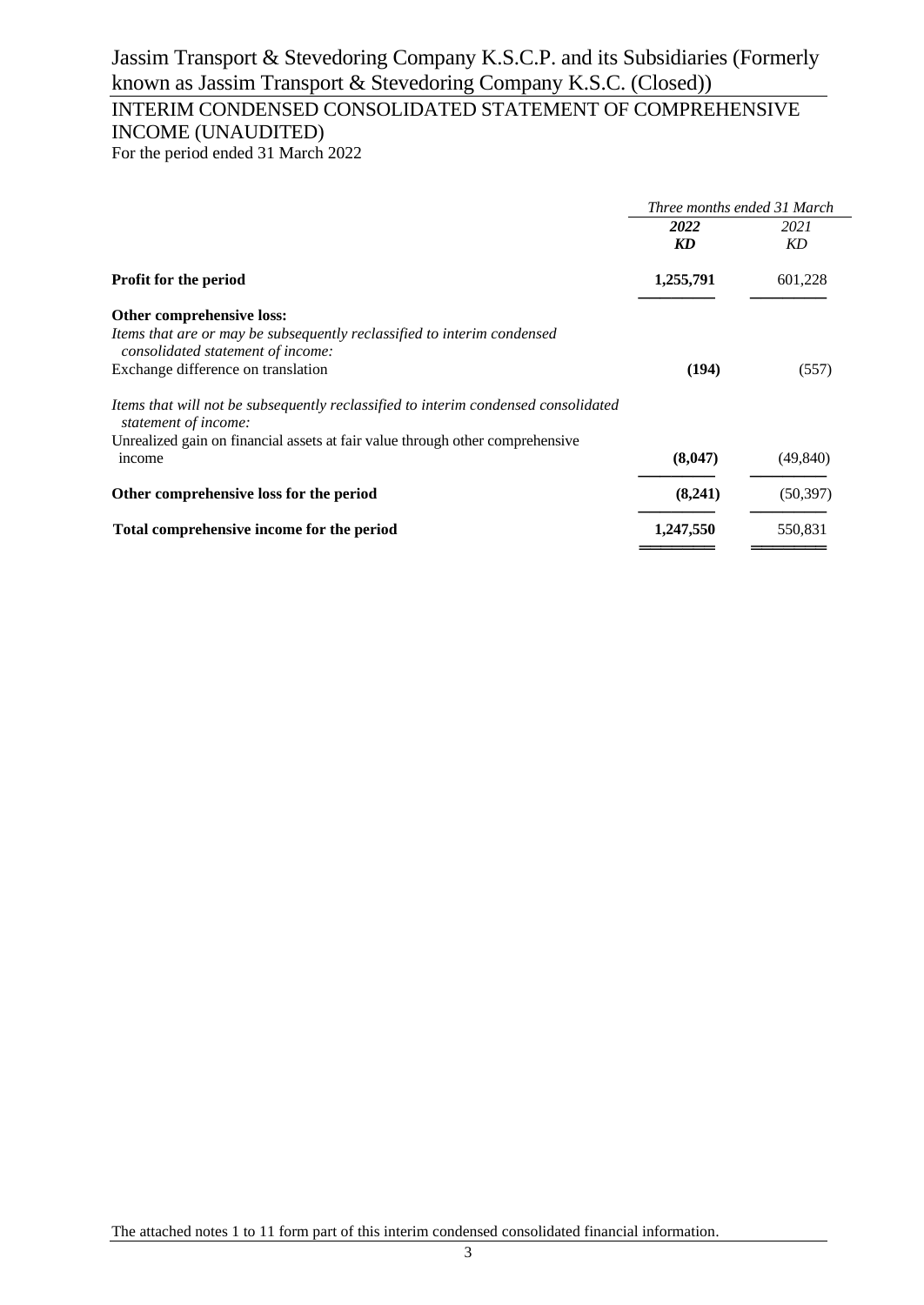# Jassim Transport & Stevedoring Company K.S.C.P. and its Subsidiaries (Formerly known as Jassim Transport & Stevedoring Company K.S.C. (Closed))

## INTERIM CONDENSED CONSOLIDATED STATEMENT OF COMPREHENSIVE INCOME (UNAUDITED)

For the period ended 31 March 2022

| | *Three months ended 31 March* | |
|---|---|---|
| | ***2022*** | *2021* |
| | ***KD*** | *KD* |
| **Profit for the period** | **1,255,791** | 601,228 |
| **Other comprehensive loss:** | | |
| *Items that are or may be subsequently reclassified to interim condensed consolidated statement of income:* | | |
| Exchange difference on translation | **(194)** | (557) |
| *Items that will not be subsequently reclassified to interim condensed consolidated statement of income:* | | |
| Unrealized gain on financial assets at fair value through other comprehensive income | **(8,047)** | (49,840) |
| **Other comprehensive loss for the period** | **(8,241)** | (50,397) |
| **Total comprehensive income for the period** | **1,247,550** | 550,831 |

The attached notes 1 to 11 form part of this interim condensed consolidated financial information.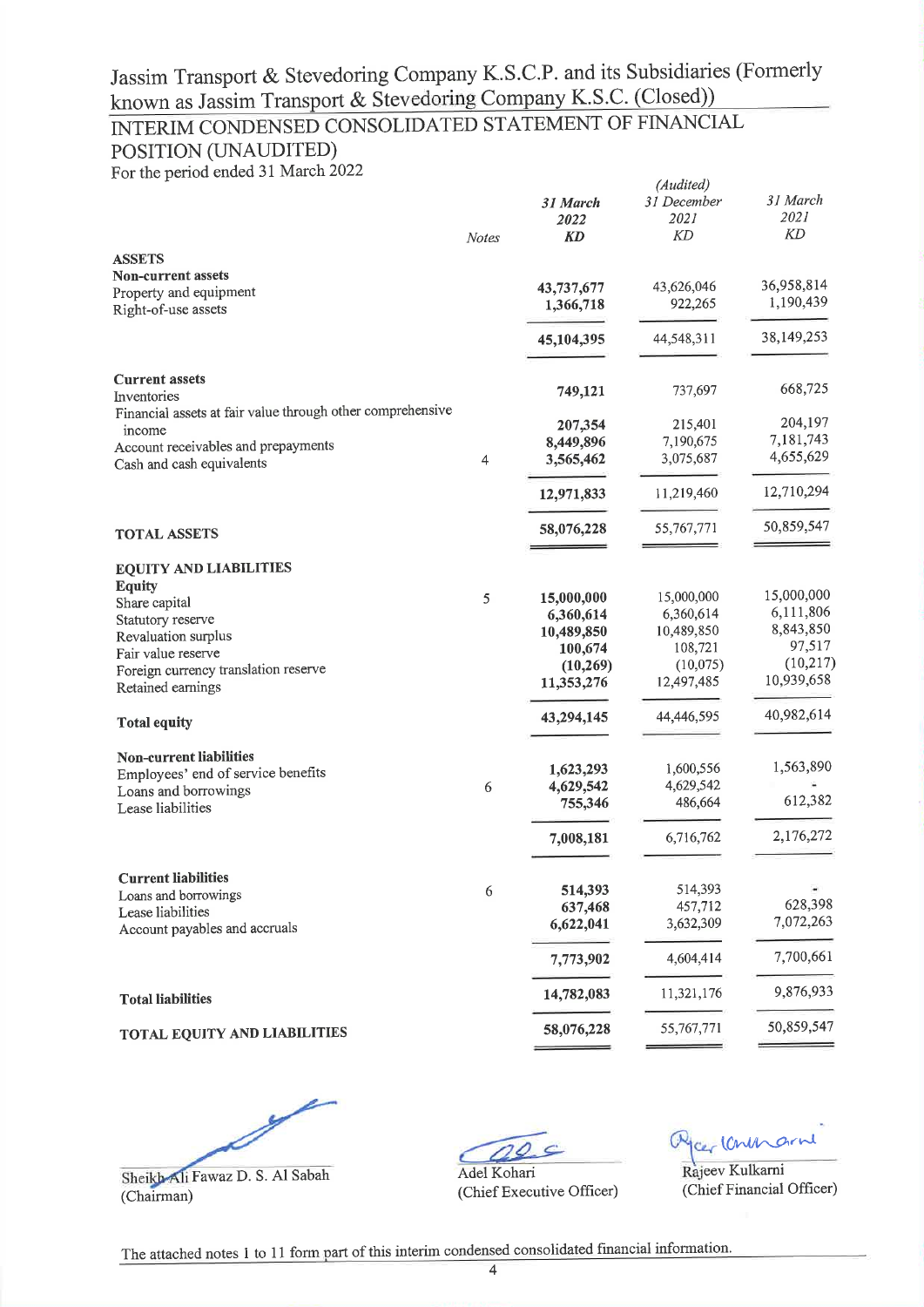# Jassim Transport & Stevedoring Company K.S.C.P. and its Subsidiaries (Formerly known as Jassim Transport & Stevedoring Company K.S.C. (Closed))

## INTERIM CONDENSED CONSOLIDATED STATEMENT OF FINANCIAL POSITION (UNAUDITED)

For the period ended 31 March 2022

| | Notes | *31 March 2022* *KD* | *(Audited) 31 December 2021* *KD* | *31 March 2021* *KD* |
|---|---|---|---|---|
| **ASSETS** | | | | |
| **Non-current assets** | | | | |
| Property and equipment | | **43,737,677** | 43,626,046 | 36,958,814 |
| Right-of-use assets | | **1,366,718** | 922,265 | 1,190,439 |
| | | **45,104,395** | 44,548,311 | 38,149,253 |
| **Current assets** | | | | |
| Inventories | | **749,121** | 737,697 | 668,725 |
| Financial assets at fair value through other comprehensive income | | **207,354** | 215,401 | 204,197 |
| Account receivables and prepayments | | **8,449,896** | 7,190,675 | 7,181,743 |
| Cash and cash equivalents | 4 | **3,565,462** | 3,075,687 | 4,655,629 |
| | | **12,971,833** | 11,219,460 | 12,710,294 |
| **TOTAL ASSETS** | | **58,076,228** | 55,767,771 | 50,859,547 |
| **EQUITY AND LIABILITIES** | | | | |
| **Equity** | | | | |
| Share capital | 5 | **15,000,000** | 15,000,000 | 15,000,000 |
| Statutory reserve | | **6,360,614** | 6,360,614 | 6,111,806 |
| Revaluation surplus | | **10,489,850** | 10,489,850 | 8,843,850 |
| Fair value reserve | | **100,674** | 108,721 | 97,517 |
| Foreign currency translation reserve | | **(10,269)** | (10,075) | (10,217) |
| Retained earnings | | **11,353,276** | 12,497,485 | 10,939,658 |
| **Total equity** | | **43,294,145** | 44,446,595 | 40,982,614 |
| **Non-current liabilities** | | | | |
| Employees' end of service benefits | | **1,623,293** | 1,600,556 | 1,563,890 |
| Loans and borrowings | 6 | **4,629,542** | 4,629,542 | - |
| Lease liabilities | | **755,346** | 486,664 | 612,382 |
| | | **7,008,181** | 6,716,762 | 2,176,272 |
| **Current liabilities** | | | | |
| Loans and borrowings | 6 | **514,393** | 514,393 | - |
| Lease liabilities | | **637,468** | 457,712 | 628,398 |
| Account payables and accruals | | **6,622,041** | 3,632,309 | 7,072,263 |
| | | **7,773,902** | 4,604,414 | 7,700,661 |
| **Total liabilities** | | **14,782,083** | 11,321,176 | 9,876,933 |
| **TOTAL EQUITY AND LIABILITIES** | | **58,076,228** | 55,767,771 | 50,859,547 |

Sheikh Ali Fawaz D. S. Al Sabah
(Chairman)

Adel Kohari
(Chief Executive Officer)

Rajeev Kulkarni
(Chief Financial Officer)

The attached notes 1 to 11 form part of this interim condensed consolidated financial information.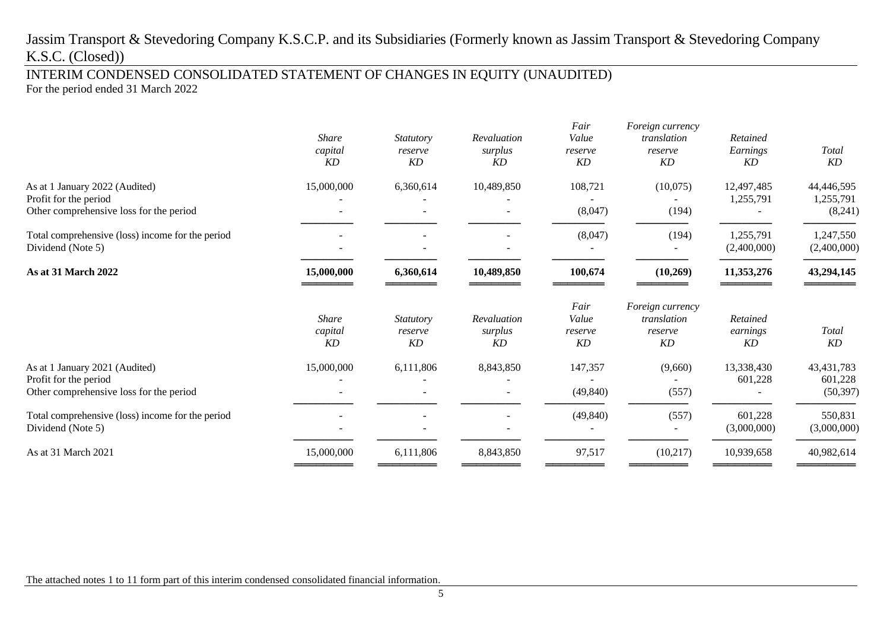# Jassim Transport & Stevedoring Company K.S.C.P. and its Subsidiaries (Formerly known as Jassim Transport & Stevedoring Company K.S.C. (Closed))

## INTERIM CONDENSED CONSOLIDATED STATEMENT OF CHANGES IN EQUITY (UNAUDITED)

For the period ended 31 March 2022

| | *Share capital* *KD* | *Statutory reserve* *KD* | *Revaluation surplus* *KD* | *Fair Value reserve* *KD* | *Foreign currency translation reserve* *KD* | *Retained Earnings* *KD* | *Total* *KD* |
|---|---|---|---|---|---|---|---|
| As at 1 January 2022 (Audited) | 15,000,000 | 6,360,614 | 10,489,850 | 108,721 | (10,075) | 12,497,485 | 44,446,595 |
| Profit for the period | - | - | - | - | - | 1,255,791 | 1,255,791 |
| Other comprehensive loss for the period | - | - | - | (8,047) | (194) | - | (8,241) |
| Total comprehensive (loss) income for the period | - | - | - | (8,047) | (194) | 1,255,791 | 1,247,550 |
| Dividend (Note 5) | - | - | - | - | - | (2,400,000) | (2,400,000) |
| **As at 31 March 2022** | **15,000,000** | **6,360,614** | **10,489,850** | **100,674** | **(10,269)** | **11,353,276** | **43,294,145** |

| | *Share capital* *KD* | *Statutory reserve* *KD* | *Revaluation surplus* *KD* | *Fair Value reserve* *KD* | *Foreign currency translation reserve* *KD* | *Retained earnings* *KD* | *Total* *KD* |
|---|---|---|---|---|---|---|---|
| As at 1 January 2021 (Audited) | 15,000,000 | 6,111,806 | 8,843,850 | 147,357 | (9,660) | 13,338,430 | 43,431,783 |
| Profit for the period | - | - | - | - | - | 601,228 | 601,228 |
| Other comprehensive loss for the period | - | - | - | (49,840) | (557) | - | (50,397) |
| Total comprehensive (loss) income for the period | - | - | - | (49,840) | (557) | 601,228 | 550,831 |
| Dividend (Note 5) | - | - | - | - | - | (3,000,000) | (3,000,000) |
| As at 31 March 2021 | 15,000,000 | 6,111,806 | 8,843,850 | 97,517 | (10,217) | 10,939,658 | 40,982,614 |

The attached notes 1 to 11 form part of this interim condensed consolidated financial information.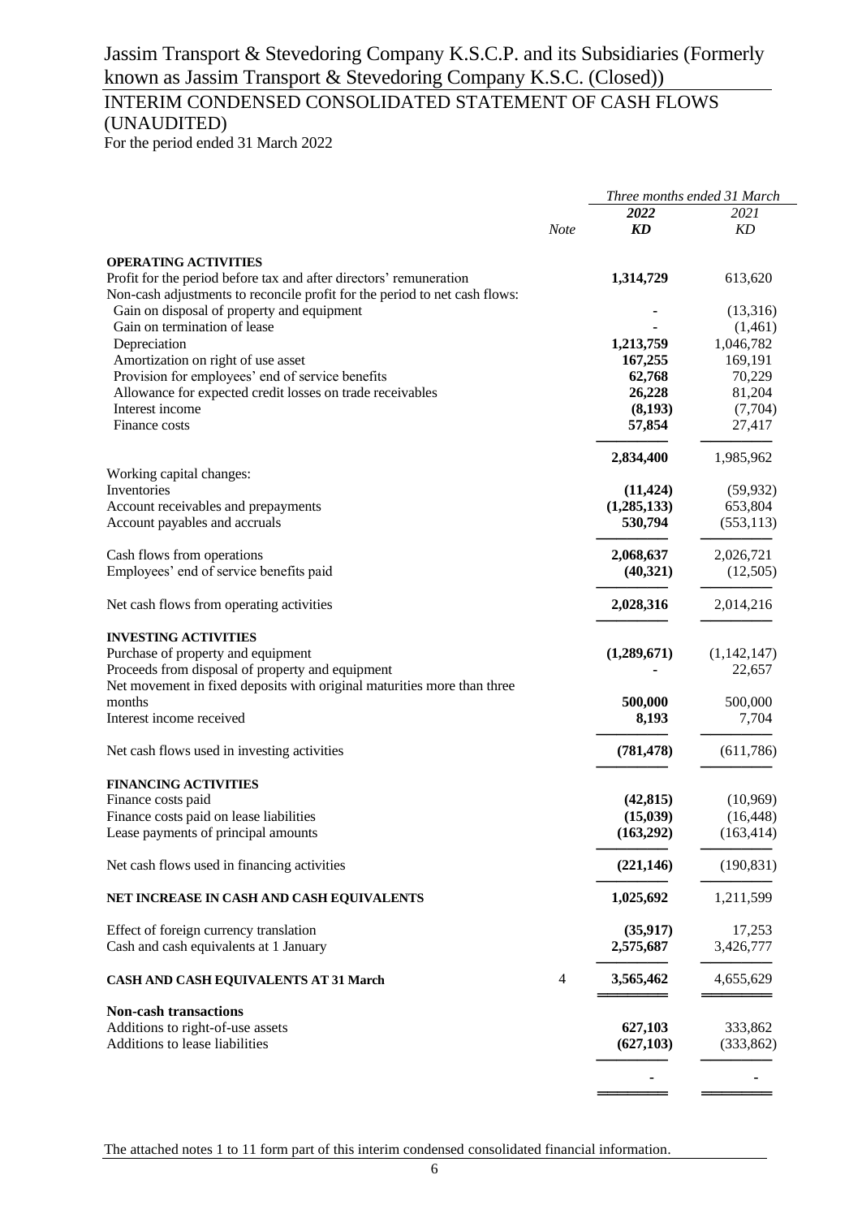# Jassim Transport & Stevedoring Company K.S.C.P. and its Subsidiaries (Formerly known as Jassim Transport & Stevedoring Company K.S.C. (Closed))

## INTERIM CONDENSED CONSOLIDATED STATEMENT OF CASH FLOWS (UNAUDITED)

For the period ended 31 March 2022

| | Note | *Three months ended 31 March* | |
|---|---|---|---|
| | | ***2022*** | *2021* |
| | | ***KD*** | *KD* |
| **OPERATING ACTIVITIES** | | | |
| Profit for the period before tax and after directors' remuneration | | **1,314,729** | 613,620 |
| Non-cash adjustments to reconcile profit for the period to net cash flows: | | | |
| Gain on disposal of property and equipment | | **-** | (13,316) |
| Gain on termination of lease | | **-** | (1,461) |
| Depreciation | | **1,213,759** | 1,046,782 |
| Amortization on right of use asset | | **167,255** | 169,191 |
| Provision for employees' end of service benefits | | **62,768** | 70,229 |
| Allowance for expected credit losses on trade receivables | | **26,228** | 81,204 |
| Interest income | | **(8,193)** | (7,704) |
| Finance costs | | **57,854** | 27,417 |
| | | **2,834,400** | 1,985,962 |
| Working capital changes: | | | |
| Inventories | | **(11,424)** | (59,932) |
| Account receivables and prepayments | | **(1,285,133)** | 653,804 |
| Account payables and accruals | | **530,794** | (553,113) |
| Cash flows from operations | | **2,068,637** | 2,026,721 |
| Employees' end of service benefits paid | | **(40,321)** | (12,505) |
| Net cash flows from operating activities | | **2,028,316** | 2,014,216 |
| **INVESTING ACTIVITIES** | | | |
| Purchase of property and equipment | | **(1,289,671)** | (1,142,147) |
| Proceeds from disposal of property and equipment | | **-** | 22,657 |
| Net movement in fixed deposits with original maturities more than three months | | **500,000** | 500,000 |
| Interest income received | | **8,193** | 7,704 |
| Net cash flows used in investing activities | | **(781,478)** | (611,786) |
| **FINANCING ACTIVITIES** | | | |
| Finance costs paid | | **(42,815)** | (10,969) |
| Finance costs paid on lease liabilities | | **(15,039)** | (16,448) |
| Lease payments of principal amounts | | **(163,292)** | (163,414) |
| Net cash flows used in financing activities | | **(221,146)** | (190,831) |
| **NET INCREASE IN CASH AND CASH EQUIVALENTS** | | **1,025,692** | 1,211,599 |
| Effect of foreign currency translation | | **(35,917)** | 17,253 |
| Cash and cash equivalents at 1 January | | **2,575,687** | 3,426,777 |
| **CASH AND CASH EQUIVALENTS AT 31 March** | 4 | **3,565,462** | 4,655,629 |
| **Non-cash transactions** | | | |
| Additions to right-of-use assets | | **627,103** | 333,862 |
| Additions to lease liabilities | | **(627,103)** | (333,862) |
| | | **-** | - |

The attached notes 1 to 11 form part of this interim condensed consolidated financial information.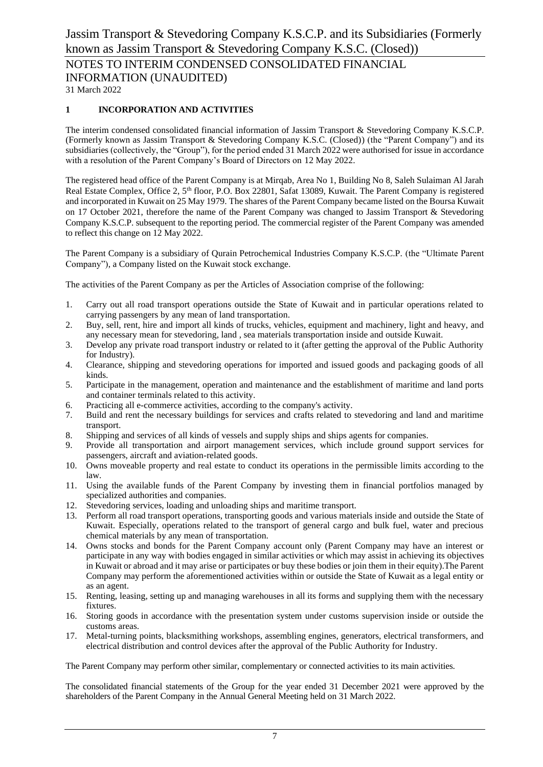## 1 INCORPORATION AND ACTIVITIES

The interim condensed consolidated financial information of Jassim Transport & Stevedoring Company K.S.C.P. (Formerly known as Jassim Transport & Stevedoring Company K.S.C. (Closed)) (the "Parent Company") and its subsidiaries (collectively, the "Group"), for the period ended 31 March 2022 were authorised for issue in accordance with a resolution of the Parent Company's Board of Directors on 12 May 2022.

The registered head office of the Parent Company is at Mirqab, Area No 1, Building No 8, Saleh Sulaiman Al Jarah Real Estate Complex, Office 2, 5th floor, P.O. Box 22801, Safat 13089, Kuwait. The Parent Company is registered and incorporated in Kuwait on 25 May 1979. The shares of the Parent Company became listed on the Boursa Kuwait on 17 October 2021, therefore the name of the Parent Company was changed to Jassim Transport & Stevedoring Company K.S.C.P. subsequent to the reporting period. The commercial register of the Parent Company was amended to reflect this change on 12 May 2022.

The Parent Company is a subsidiary of Qurain Petrochemical Industries Company K.S.C.P. (the "Ultimate Parent Company"), a Company listed on the Kuwait stock exchange.

The activities of the Parent Company as per the Articles of Association comprise of the following:

1. Carry out all road transport operations outside the State of Kuwait and in particular operations related to carrying passengers by any mean of land transportation.
2. Buy, sell, rent, hire and import all kinds of trucks, vehicles, equipment and machinery, light and heavy, and any necessary mean for stevedoring, land , sea materials transportation inside and outside Kuwait.
3. Develop any private road transport industry or related to it (after getting the approval of the Public Authority for Industry).
4. Clearance, shipping and stevedoring operations for imported and issued goods and packaging goods of all kinds.
5. Participate in the management, operation and maintenance and the establishment of maritime and land ports and container terminals related to this activity.
6. Practicing all e-commerce activities, according to the company's activity.
7. Build and rent the necessary buildings for services and crafts related to stevedoring and land and maritime transport.
8. Shipping and services of all kinds of vessels and supply ships and ships agents for companies.
9. Provide all transportation and airport management services, which include ground support services for passengers, aircraft and aviation-related goods.
10. Owns moveable property and real estate to conduct its operations in the permissible limits according to the law.
11. Using the available funds of the Parent Company by investing them in financial portfolios managed by specialized authorities and companies.
12. Stevedoring services, loading and unloading ships and maritime transport.
13. Perform all road transport operations, transporting goods and various materials inside and outside the State of Kuwait. Especially, operations related to the transport of general cargo and bulk fuel, water and precious chemical materials by any mean of transportation.
14. Owns stocks and bonds for the Parent Company account only (Parent Company may have an interest or participate in any way with bodies engaged in similar activities or which may assist in achieving its objectives in Kuwait or abroad and it may arise or participates or buy these bodies or join them in their equity).The Parent Company may perform the aforementioned activities within or outside the State of Kuwait as a legal entity or as an agent.
15. Renting, leasing, setting up and managing warehouses in all its forms and supplying them with the necessary fixtures.
16. Storing goods in accordance with the presentation system under customs supervision inside or outside the customs areas.
17. Metal-turning points, blacksmithing workshops, assembling engines, generators, electrical transformers, and electrical distribution and control devices after the approval of the Public Authority for Industry.

The Parent Company may perform other similar, complementary or connected activities to its main activities.

The consolidated financial statements of the Group for the year ended 31 December 2021 were approved by the shareholders of the Parent Company in the Annual General Meeting held on 31 March 2022.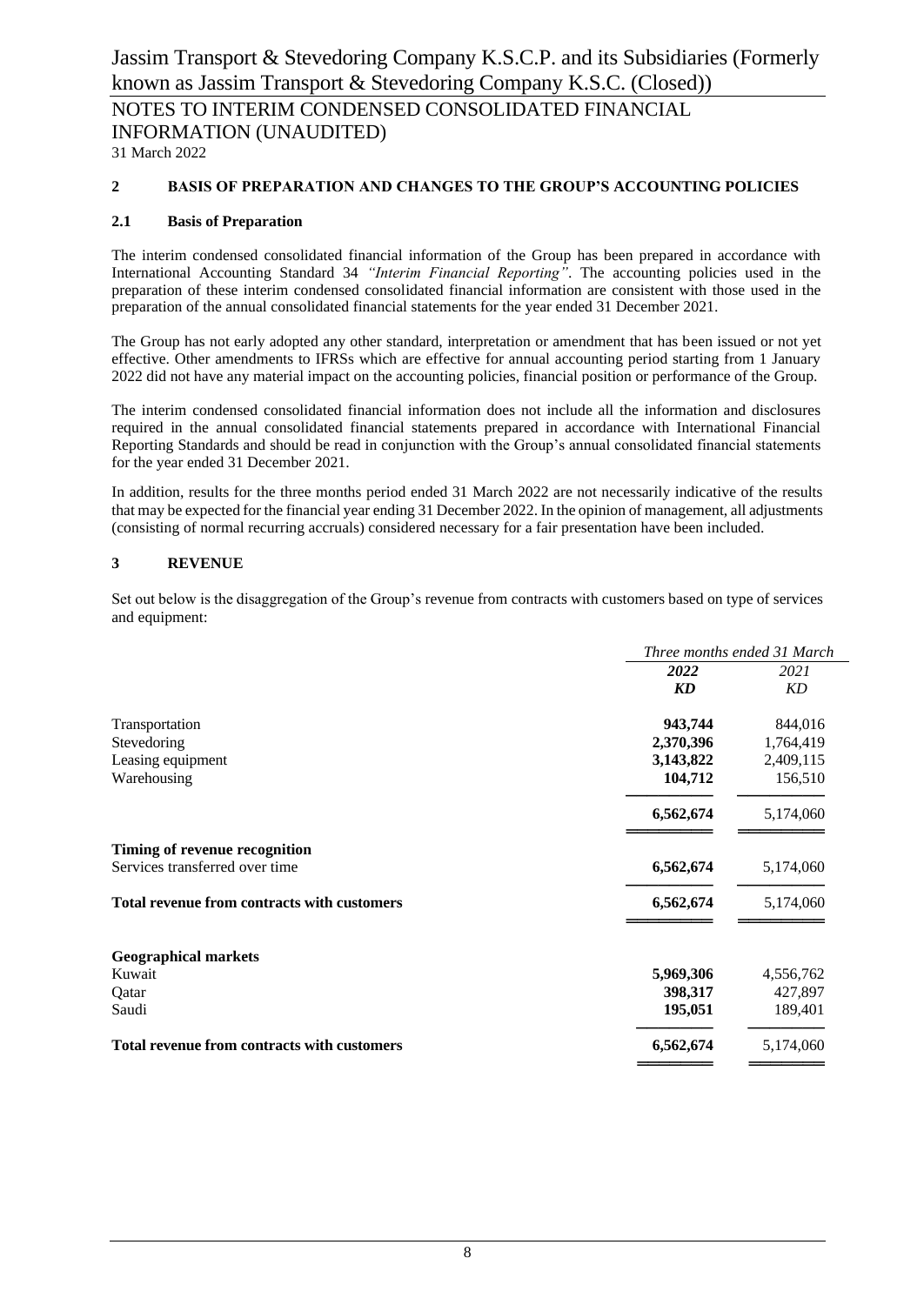## 2 BASIS OF PREPARATION AND CHANGES TO THE GROUP'S ACCOUNTING POLICIES

### 2.1 Basis of Preparation

The interim condensed consolidated financial information of the Group has been prepared in accordance with International Accounting Standard 34 *"Interim Financial Reporting"*. The accounting policies used in the preparation of these interim condensed consolidated financial information are consistent with those used in the preparation of the annual consolidated financial statements for the year ended 31 December 2021.

The Group has not early adopted any other standard, interpretation or amendment that has been issued or not yet effective. Other amendments to IFRSs which are effective for annual accounting period starting from 1 January 2022 did not have any material impact on the accounting policies, financial position or performance of the Group.

The interim condensed consolidated financial information does not include all the information and disclosures required in the annual consolidated financial statements prepared in accordance with International Financial Reporting Standards and should be read in conjunction with the Group's annual consolidated financial statements for the year ended 31 December 2021.

In addition, results for the three months period ended 31 March 2022 are not necessarily indicative of the results that may be expected for the financial year ending 31 December 2022. In the opinion of management, all adjustments (consisting of normal recurring accruals) considered necessary for a fair presentation have been included.

## 3 REVENUE

Set out below is the disaggregation of the Group's revenue from contracts with customers based on type of services and equipment:

| | *Three months ended 31 March* | |
|---|---|---|
| | ***2022*** | *2021* |
| | ***KD*** | *KD* |
| Transportation | **943,744** | 844,016 |
| Stevedoring | **2,370,396** | 1,764,419 |
| Leasing equipment | **3,143,822** | 2,409,115 |
| Warehousing | **104,712** | 156,510 |
| | **6,562,674** | 5,174,060 |
| **Timing of revenue recognition** | | |
| Services transferred over time | **6,562,674** | 5,174,060 |
| **Total revenue from contracts with customers** | **6,562,674** | 5,174,060 |
| **Geographical markets** | | |
| Kuwait | **5,969,306** | 4,556,762 |
| Qatar | **398,317** | 427,897 |
| Saudi | **195,051** | 189,401 |
| **Total revenue from contracts with customers** | **6,562,674** | 5,174,060 |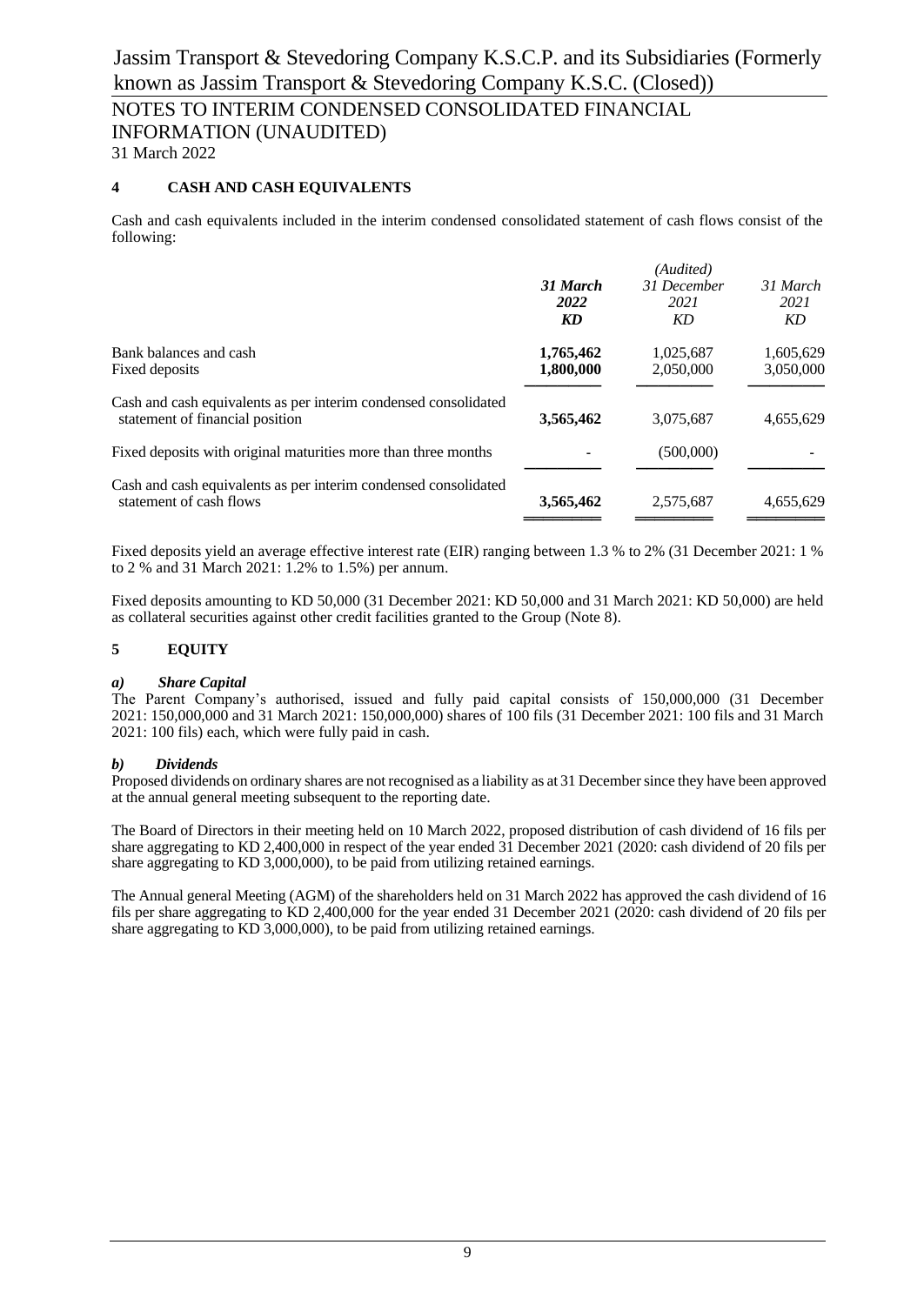## 4 CASH AND CASH EQUIVALENTS

Cash and cash equivalents included in the interim condensed consolidated statement of cash flows consist of the following:

| | **31 March 2022 KD** | (Audited) 31 December 2021 KD | 31 March 2021 KD |
|---|---|---|---|
| Bank balances and cash | **1,765,462** | 1,025,687 | 1,605,629 |
| Fixed deposits | **1,800,000** | 2,050,000 | 3,050,000 |
| Cash and cash equivalents as per interim condensed consolidated statement of financial position | **3,565,462** | 3,075,687 | 4,655,629 |
| Fixed deposits with original maturities more than three months | - | (500,000) | - |
| Cash and cash equivalents as per interim condensed consolidated statement of cash flows | **3,565,462** | 2,575,687 | 4,655,629 |

Fixed deposits yield an average effective interest rate (EIR) ranging between 1.3 % to 2% (31 December 2021: 1 % to 2 % and 31 March 2021: 1.2% to 1.5%) per annum.

Fixed deposits amounting to KD 50,000 (31 December 2021: KD 50,000 and 31 March 2021: KD 50,000) are held as collateral securities against other credit facilities granted to the Group (Note 8).

## 5 EQUITY

### *a) Share Capital*

The Parent Company's authorised, issued and fully paid capital consists of 150,000,000 (31 December 2021: 150,000,000 and 31 March 2021: 150,000,000) shares of 100 fils (31 December 2021: 100 fils and 31 March 2021: 100 fils) each, which were fully paid in cash.

### *b) Dividends*

Proposed dividends on ordinary shares are not recognised as a liability as at 31 December since they have been approved at the annual general meeting subsequent to the reporting date.

The Board of Directors in their meeting held on 10 March 2022, proposed distribution of cash dividend of 16 fils per share aggregating to KD 2,400,000 in respect of the year ended 31 December 2021 (2020: cash dividend of 20 fils per share aggregating to KD 3,000,000), to be paid from utilizing retained earnings.

The Annual general Meeting (AGM) of the shareholders held on 31 March 2022 has approved the cash dividend of 16 fils per share aggregating to KD 2,400,000 for the year ended 31 December 2021 (2020: cash dividend of 20 fils per share aggregating to KD 3,000,000), to be paid from utilizing retained earnings.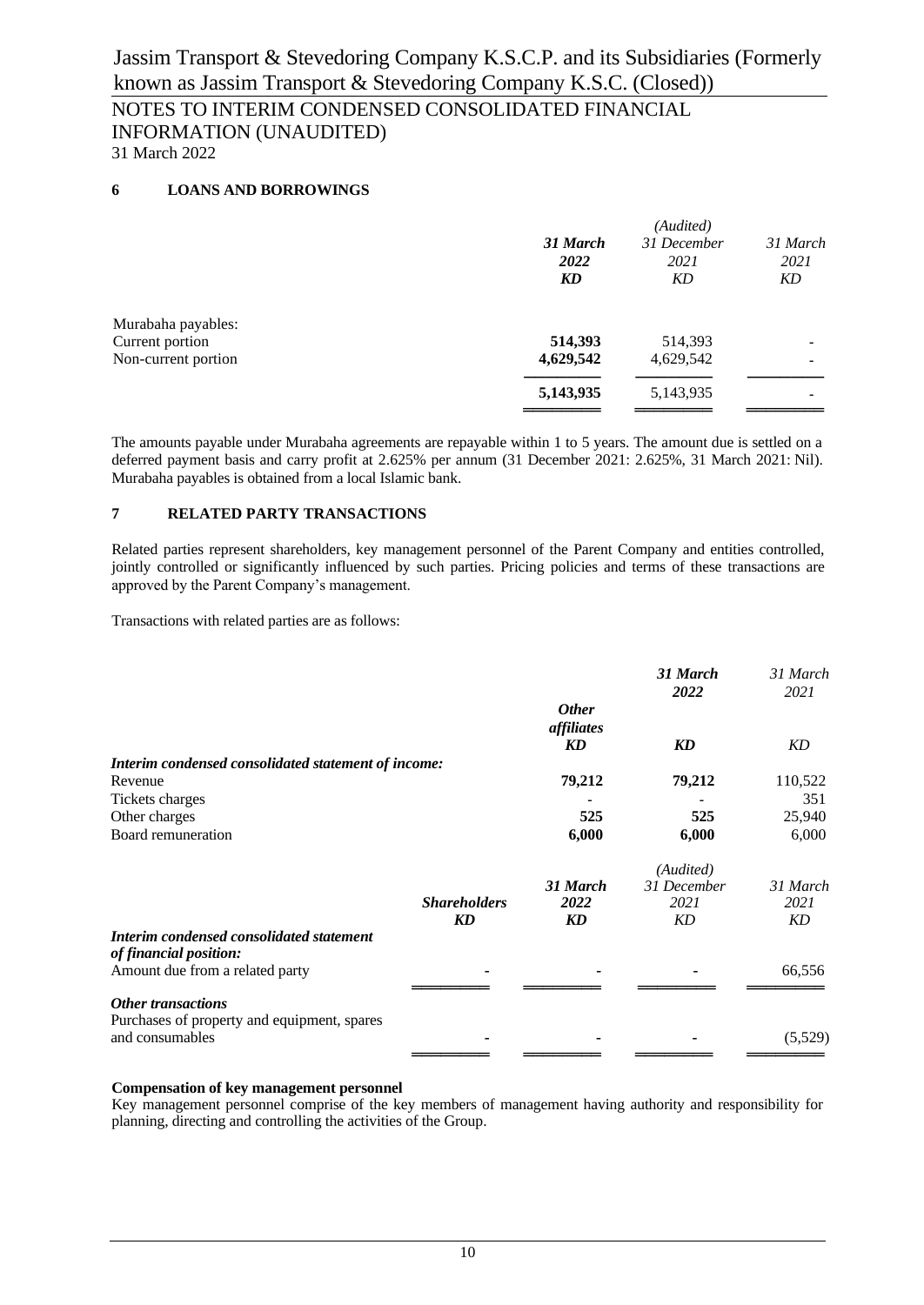## 6 LOANS AND BORROWINGS

| | *31 March 2022* | *(Audited) 31 December 2021* | *31 March 2021* |
|---|---|---|---|
| | ***KD*** | *KD* | *KD* |
| Murabaha payables: | | | |
| Current portion | **514,393** | 514,393 | - |
| Non-current portion | **4,629,542** | 4,629,542 | - |
| | **5,143,935** | 5,143,935 | - |

The amounts payable under Murabaha agreements are repayable within 1 to 5 years. The amount due is settled on a deferred payment basis and carry profit at 2.625% per annum (31 December 2021: 2.625%, 31 March 2021: Nil). Murabaha payables is obtained from a local Islamic bank.

## 7 RELATED PARTY TRANSACTIONS

Related parties represent shareholders, key management personnel of the Parent Company and entities controlled, jointly controlled or significantly influenced by such parties. Pricing policies and terms of these transactions are approved by the Parent Company's management.

Transactions with related parties are as follows:

| | ***Other affiliates*** | ***31 March 2022*** | *31 March 2021* |
|---|---|---|---|
| | ***KD*** | ***KD*** | *KD* |
| ***Interim condensed consolidated statement of income:*** | | | |
| Revenue | **79,212** | **79,212** | 110,522 |
| Tickets charges | - | - | 351 |
| Other charges | **525** | **525** | 25,940 |
| Board remuneration | **6,000** | **6,000** | 6,000 |

| | ***Shareholders*** | ***31 March 2022*** | *(Audited) 31 December 2021* | *31 March 2021* |
|---|---|---|---|---|
| | ***KD*** | ***KD*** | *KD* | *KD* |
| ***Interim condensed consolidated statement of financial position:*** | | | | |
| Amount due from a related party | - | - | - | 66,556 |
| ***Other transactions*** | | | | |
| Purchases of property and equipment, spares and consumables | - | - | - | (5,529) |

**Compensation of key management personnel**

Key management personnel comprise of the key members of management having authority and responsibility for planning, directing and controlling the activities of the Group.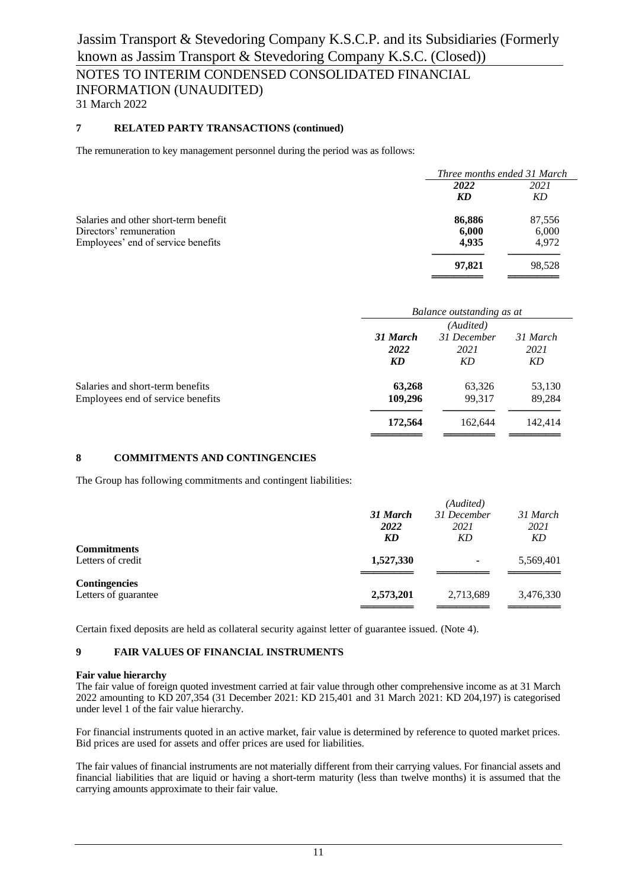## 7 RELATED PARTY TRANSACTIONS (continued)

The remuneration to key management personnel during the period was as follows:

| | *Three months ended 31 March* | |
|---|---|---|
| | ***2022*** | *2021* |
| | ***KD*** | *KD* |
| Salaries and other short-term benefit | **86,886** | 87,556 |
| Directors' remuneration | **6,000** | 6,000 |
| Employees' end of service benefits | **4,935** | 4,972 |
| | **97,821** | 98,528 |

| | *Balance outstanding as at* | | |
|---|---|---|---|
| | | *(Audited)* | |
| | ***31 March*** | *31 December* | *31 March* |
| | ***2022*** | *2021* | *2021* |
| | ***KD*** | *KD* | *KD* |
| Salaries and short-term benefits | **63,268** | 63,326 | 53,130 |
| Employees end of service benefits | **109,296** | 99,317 | 89,284 |
| | **172,564** | 162,644 | 142,414 |

## 8 COMMITMENTS AND CONTINGENCIES

The Group has following commitments and contingent liabilities:

| | | *(Audited)* | |
|---|---|---|---|
| | ***31 March*** | *31 December* | *31 March* |
| | ***2022*** | *2021* | *2021* |
| | ***KD*** | *KD* | *KD* |
| **Commitments** | | | |
| Letters of credit | **1,527,330** | - | 5,569,401 |
| **Contingencies** | | | |
| Letters of guarantee | **2,573,201** | 2,713,689 | 3,476,330 |

Certain fixed deposits are held as collateral security against letter of guarantee issued. (Note 4).

## 9 FAIR VALUES OF FINANCIAL INSTRUMENTS

**Fair value hierarchy**

The fair value of foreign quoted investment carried at fair value through other comprehensive income as at 31 March 2022 amounting to KD 207,354 (31 December 2021: KD 215,401 and 31 March 2021: KD 204,197) is categorised under level 1 of the fair value hierarchy.

For financial instruments quoted in an active market, fair value is determined by reference to quoted market prices. Bid prices are used for assets and offer prices are used for liabilities.

The fair values of financial instruments are not materially different from their carrying values. For financial assets and financial liabilities that are liquid or having a short-term maturity (less than twelve months) it is assumed that the carrying amounts approximate to their fair value.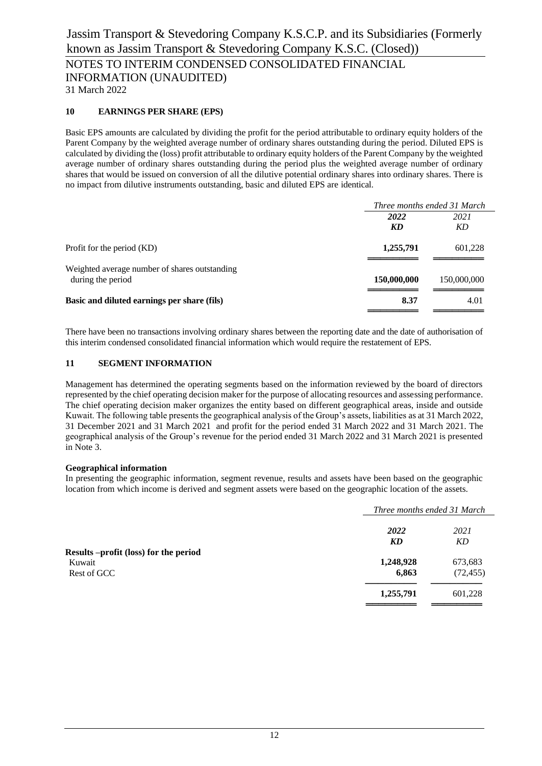## 10 EARNINGS PER SHARE (EPS)

Basic EPS amounts are calculated by dividing the profit for the period attributable to ordinary equity holders of the Parent Company by the weighted average number of ordinary shares outstanding during the period. Diluted EPS is calculated by dividing the (loss) profit attributable to ordinary equity holders of the Parent Company by the weighted average number of ordinary shares outstanding during the period plus the weighted average number of ordinary shares that would be issued on conversion of all the dilutive potential ordinary shares into ordinary shares. There is no impact from dilutive instruments outstanding, basic and diluted EPS are identical.

| | *Three months ended 31 March* | |
|---|---|---|
| | ***2022*** | *2021* |
| | ***KD*** | *KD* |
| Profit for the period (KD) | **1,255,791** | 601,228 |
| Weighted average number of shares outstanding during the period | **150,000,000** | 150,000,000 |
| **Basic and diluted earnings per share (fils)** | **8.37** | 4.01 |

There have been no transactions involving ordinary shares between the reporting date and the date of authorisation of this interim condensed consolidated financial information which would require the restatement of EPS.

## 11 SEGMENT INFORMATION

Management has determined the operating segments based on the information reviewed by the board of directors represented by the chief operating decision maker for the purpose of allocating resources and assessing performance. The chief operating decision maker organizes the entity based on different geographical areas, inside and outside Kuwait. The following table presents the geographical analysis of the Group's assets, liabilities as at 31 March 2022, 31 December 2021 and 31 March 2021 and profit for the period ended 31 March 2022 and 31 March 2021. The geographical analysis of the Group's revenue for the period ended 31 March 2022 and 31 March 2021 is presented in Note 3.

**Geographical information**

In presenting the geographic information, segment revenue, results and assets have been based on the geographic location from which income is derived and segment assets were based on the geographic location of the assets.

| | *Three months ended 31 March* | |
|---|---|---|
| | ***2022*** | *2021* |
| | ***KD*** | *KD* |
| **Results –profit (loss) for the period** | | |
| Kuwait | **1,248,928** | 673,683 |
| Rest of GCC | **6,863** | (72,455) |
| | **1,255,791** | 601,228 |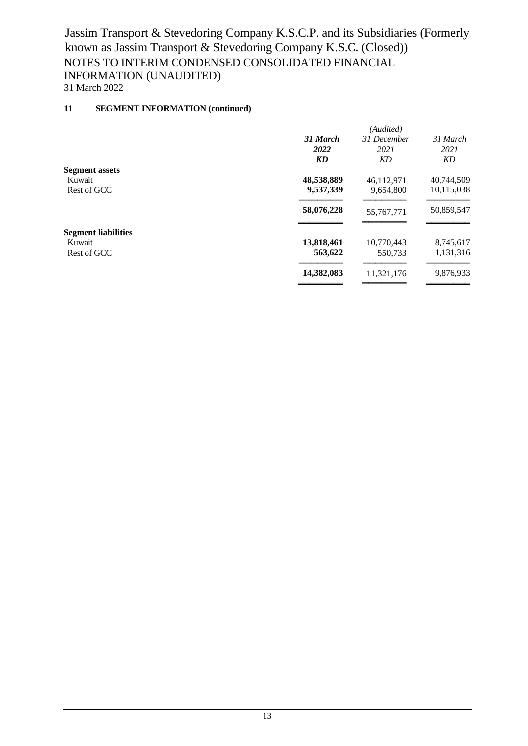## 11 SEGMENT INFORMATION (continued)

| | 31 March 2022 KD | (Audited) 31 December 2021 KD | 31 March 2021 KD |
|---|---|---|---|
| **Segment assets** | | | |
| Kuwait | **48,538,889** | 46,112,971 | 40,744,509 |
| Rest of GCC | **9,537,339** | 9,654,800 | 10,115,038 |
| | **58,076,228** | 55,767,771 | 50,859,547 |
| **Segment liabilities** | | | |
| Kuwait | **13,818,461** | 10,770,443 | 8,745,617 |
| Rest of GCC | **563,622** | 550,733 | 1,131,316 |
| | **14,382,083** | 11,321,176 | 9,876,933 |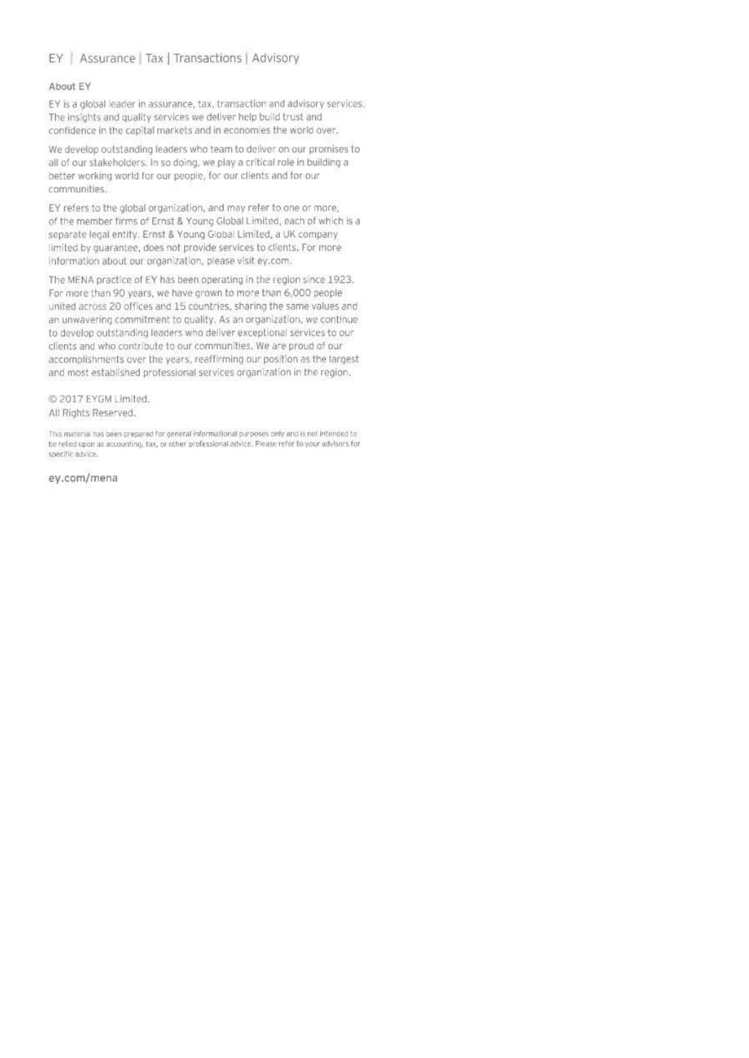EY | Assurance | Tax | Transactions | Advisory

## About EY

EY is a global leader in assurance, tax, transaction and advisory services. The insights and quality services we deliver help build trust and confidence in the capital markets and in economies the world over.

We develop outstanding leaders who team to deliver on our promises to all of our stakeholders. In so doing, we play a critical role in building a better working world for our people, for our clients and for our communities.

EY refers to the global organization, and may refer to one or more, of the member firms of Ernst & Young Global Limited, each of which is a separate legal entity. Ernst & Young Global Limited, a UK company limited by guarantee, does not provide services to clients. For more information about our organization, please visit ey.com.

The MENA practice of EY has been operating in the region since 1923. For more than 90 years, we have grown to more than 6,000 people united across 20 offices and 15 countries, sharing the same values and an unwavering commitment to quality. As an organization, we continue to develop outstanding leaders who deliver exceptional services to our clients and who contribute to our communities. We are proud of our accomplishments over the years, reaffirming our position as the largest and most established professional services organization in the region.

© 2017 EYGM Limited.
All Rights Reserved.

This material has been prepared for general informational purposes only and is not intended to be relied upon as accounting, tax, or other professional advice. Please refer to your advisors for specific advice.

ey.com/mena